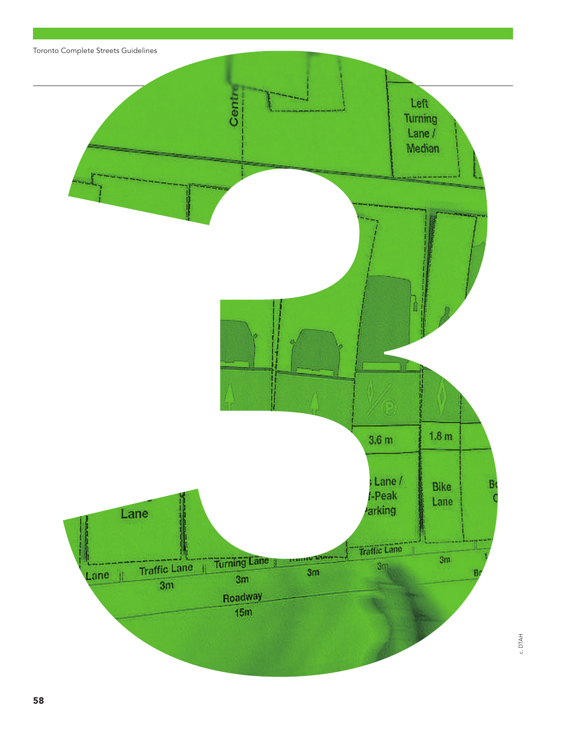# 3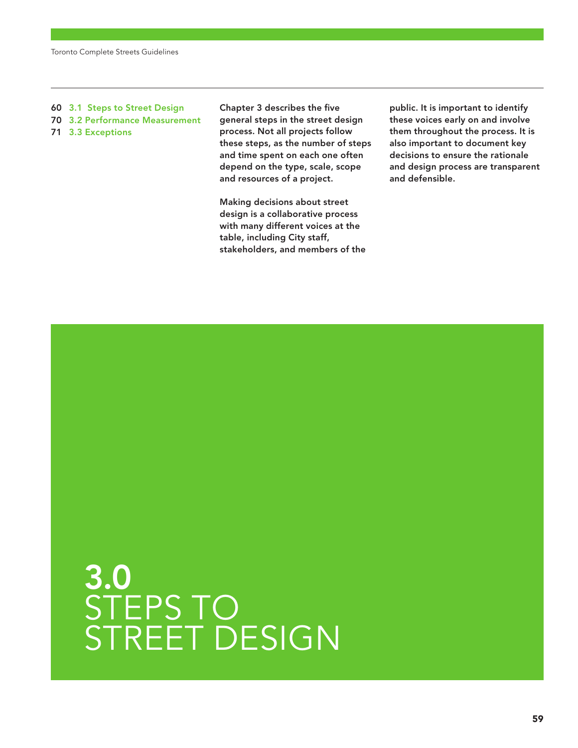# 3.0 STEPS TO STREET DESIGN

60 3.1 Steps to Street Design
70 3.2 Performance Measurement
71 3.3 Exceptions

**Chapter 3 describes the five general steps in the street design process. Not all projects follow these steps, as the number of steps and time spent on each one often depend on the type, scale, scope and resources of a project.**

**Making decisions about street design is a collaborative process with many different voices at the table, including City staff, stakeholders, and members of the public. It is important to identify these voices early on and involve them throughout the process. It is also important to document key decisions to ensure the rationale and design process are transparent and defensible.**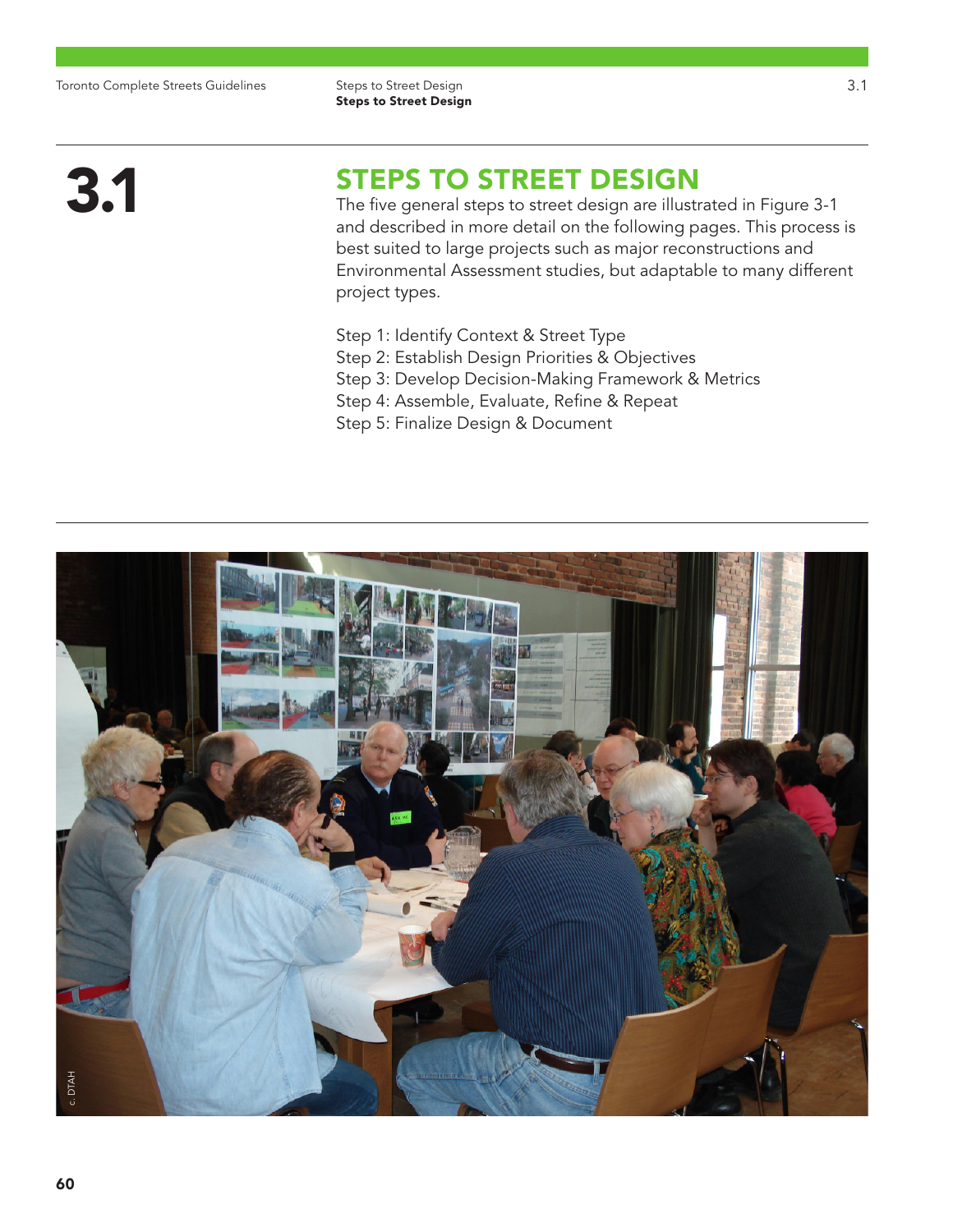# 3.1 STEPS TO STREET DESIGN

The five general steps to street design are illustrated in Figure 3-1 and described in more detail on the following pages. This process is best suited to large projects such as major reconstructions and Environmental Assessment studies, but adaptable to many different project types.

Step 1: Identify Context & Street Type
Step 2: Establish Design Priorities & Objectives
Step 3: Develop Decision-Making Framework & Metrics
Step 4: Assemble, Evaluate, Refine & Repeat
Step 5: Finalize Design & Document

c. DTAH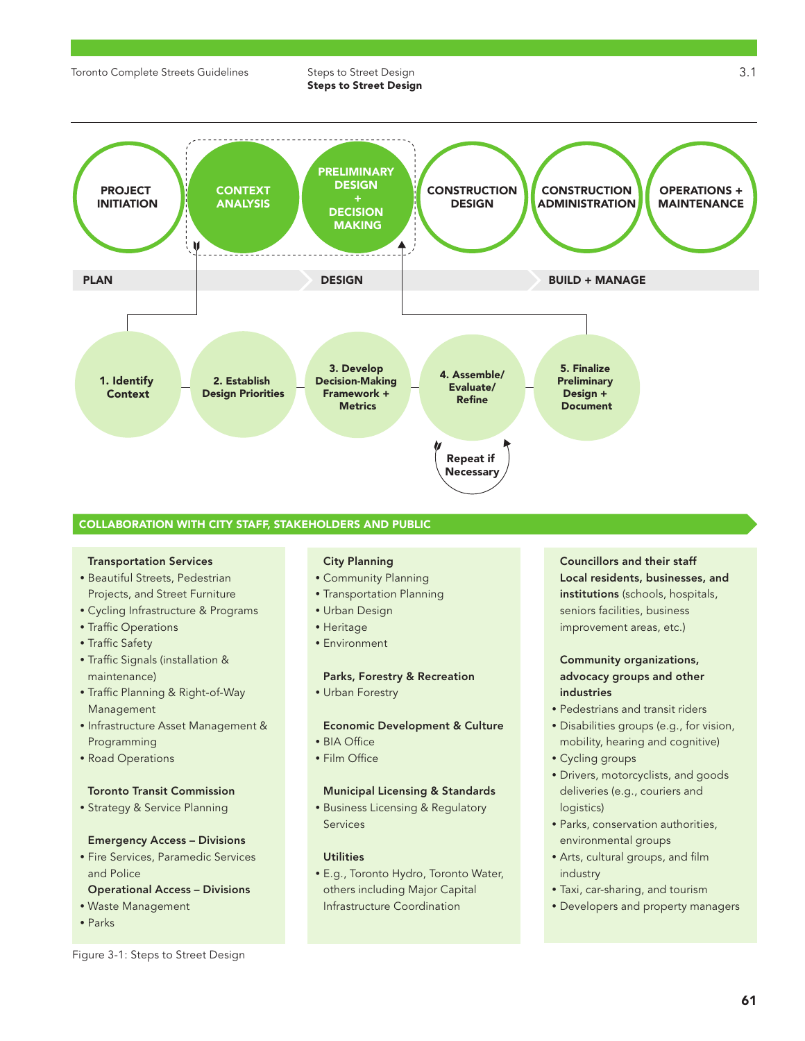PROJECT INITIATION

CONTEXT ANALYSIS

PRELIMINARY DESIGN + DECISION MAKING

CONSTRUCTION DESIGN

CONSTRUCTION ADMINISTRATION

OPERATIONS + MAINTENANCE

PLAN

DESIGN

BUILD + MANAGE

1. Identify Context

2. Establish Design Priorities

3. Develop Decision-Making Framework + Metrics

4. Assemble/ Evaluate/ Refine

5. Finalize Preliminary Design + Document

Repeat if Necessary

COLLABORATION WITH CITY STAFF, STAKEHOLDERS AND PUBLIC

**Transportation Services**

- Beautiful Streets, Pedestrian Projects, and Street Furniture
- Cycling Infrastructure & Programs
- Traffic Operations
- Traffic Safety
- Traffic Signals (installation & maintenance)
- Traffic Planning & Right-of-Way Management
- Infrastructure Asset Management & Programming
- Road Operations

**Toronto Transit Commission**

- Strategy & Service Planning

**Emergency Access – Divisions**

- Fire Services, Paramedic Services and Police

**Operational Access – Divisions**

- Waste Management
- Parks

**City Planning**

- Community Planning
- Transportation Planning
- Urban Design
- Heritage
- Environment

**Parks, Forestry & Recreation**

- Urban Forestry

**Economic Development & Culture**

- BIA Office
- Film Office

**Municipal Licensing & Standards**

- Business Licensing & Regulatory Services

**Utilities**

- E.g., Toronto Hydro, Toronto Water, others including Major Capital Infrastructure Coordination

**Councillors and their staff**

**Local residents, businesses, and institutions** (schools, hospitals, seniors facilities, business improvement areas, etc.)

**Community organizations, advocacy groups and other industries**

- Pedestrians and transit riders
- Disabilities groups (e.g., for vision, mobility, hearing and cognitive)
- Cycling groups
- Drivers, motorcyclists, and goods deliveries (e.g., couriers and logistics)
- Parks, conservation authorities, environmental groups
- Arts, cultural groups, and film industry
- Taxi, car-sharing, and tourism
- Developers and property managers

Figure 3-1: Steps to Street Design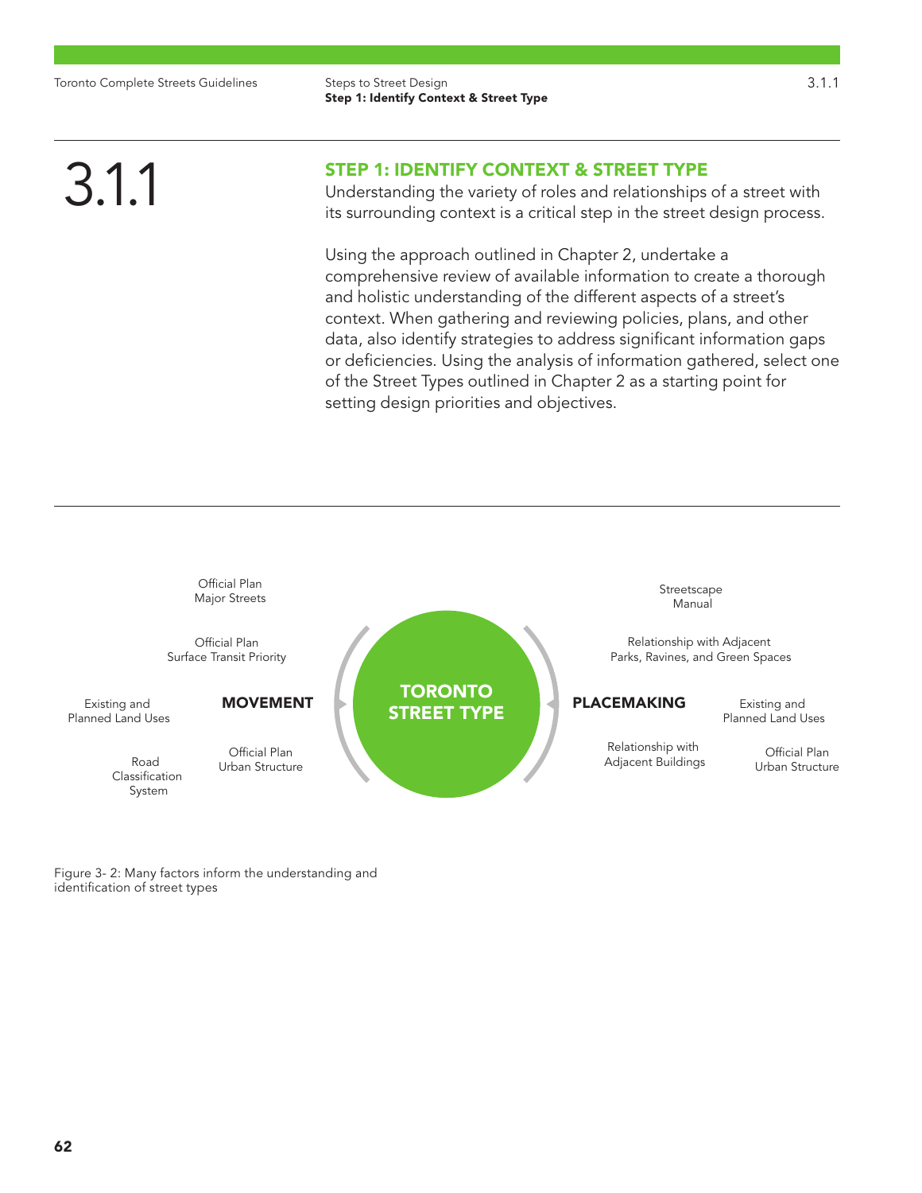# 3.1.1

## STEP 1: IDENTIFY CONTEXT & STREET TYPE

Understanding the variety of roles and relationships of a street with its surrounding context is a critical step in the street design process.

Using the approach outlined in Chapter 2, undertake a comprehensive review of available information to create a thorough and holistic understanding of the different aspects of a street's context. When gathering and reviewing policies, plans, and other data, also identify strategies to address significant information gaps or deficiencies. Using the analysis of information gathered, select one of the Street Types outlined in Chapter 2 as a starting point for setting design priorities and objectives.

Official Plan Major Streets

Official Plan Surface Transit Priority

Existing and Planned Land Uses

MOVEMENT

Road Classification System

Official Plan Urban Structure

TORONTO STREET TYPE

Streetscape Manual

Relationship with Adjacent Parks, Ravines, and Green Spaces

PLACEMAKING

Existing and Planned Land Uses

Relationship with Adjacent Buildings

Official Plan Urban Structure

Figure 3- 2: Many factors inform the understanding and identification of street types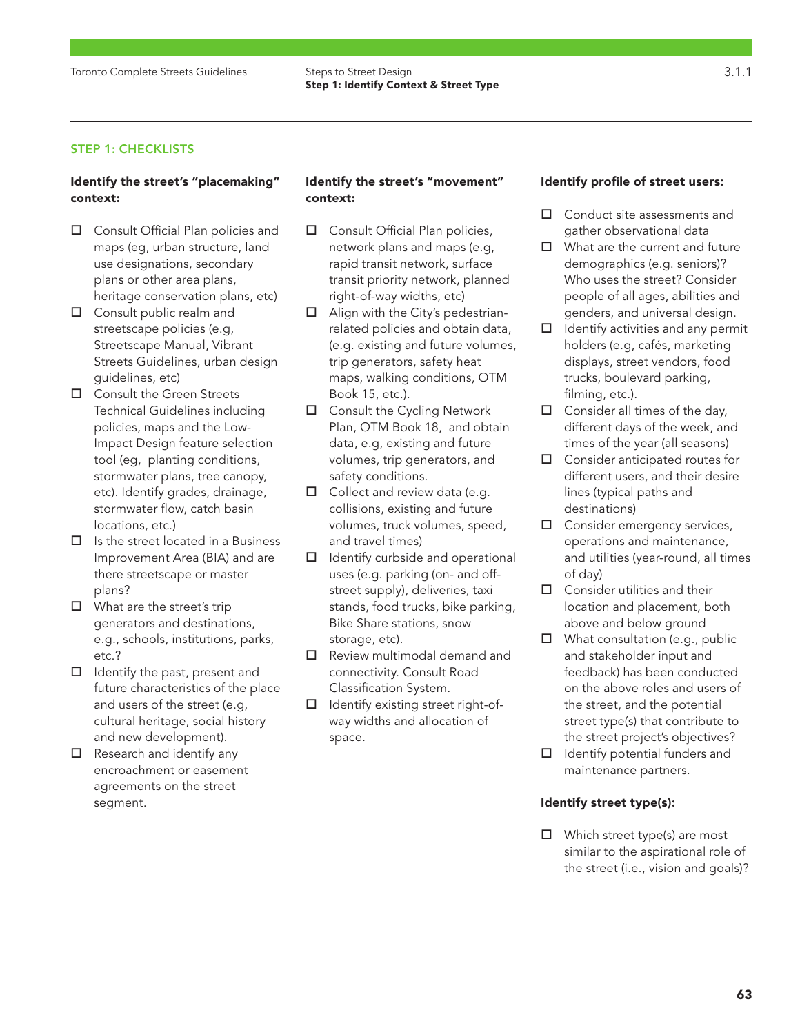## STEP 1: CHECKLISTS

### Identify the street's "placemaking" context:

- ☐ Consult Official Plan policies and maps (eg, urban structure, land use designations, secondary plans or other area plans, heritage conservation plans, etc)
- ☐ Consult public realm and streetscape policies (e.g, Streetscape Manual, Vibrant Streets Guidelines, urban design guidelines, etc)
- ☐ Consult the Green Streets Technical Guidelines including policies, maps and the Low-Impact Design feature selection tool (eg, planting conditions, stormwater plans, tree canopy, etc). Identify grades, drainage, stormwater flow, catch basin locations, etc.)
- ☐ Is the street located in a Business Improvement Area (BIA) and are there streetscape or master plans?
- ☐ What are the street's trip generators and destinations, e.g., schools, institutions, parks, etc.?
- ☐ Identify the past, present and future characteristics of the place and users of the street (e.g, cultural heritage, social history and new development).
- ☐ Research and identify any encroachment or easement agreements on the street segment.

### Identify the street's "movement" context:

- ☐ Consult Official Plan policies, network plans and maps (e.g, rapid transit network, surface transit priority network, planned right-of-way widths, etc)
- ☐ Align with the City's pedestrian-related policies and obtain data, (e.g. existing and future volumes, trip generators, safety heat maps, walking conditions, OTM Book 15, etc.).
- ☐ Consult the Cycling Network Plan, OTM Book 18, and obtain data, e.g, existing and future volumes, trip generators, and safety conditions.
- ☐ Collect and review data (e.g. collisions, existing and future volumes, truck volumes, speed, and travel times)
- ☐ Identify curbside and operational uses (e.g. parking (on- and off-street supply), deliveries, taxi stands, food trucks, bike parking, Bike Share stations, snow storage, etc).
- ☐ Review multimodal demand and connectivity. Consult Road Classification System.
- ☐ Identify existing street right-of-way widths and allocation of space.

### Identify profile of street users:

- ☐ Conduct site assessments and gather observational data
- ☐ What are the current and future demographics (e.g. seniors)? Who uses the street? Consider people of all ages, abilities and genders, and universal design.
- ☐ Identify activities and any permit holders (e.g, cafés, marketing displays, street vendors, food trucks, boulevard parking, filming, etc.).
- ☐ Consider all times of the day, different days of the week, and times of the year (all seasons)
- ☐ Consider anticipated routes for different users, and their desire lines (typical paths and destinations)
- ☐ Consider emergency services, operations and maintenance, and utilities (year-round, all times of day)
- ☐ Consider utilities and their location and placement, both above and below ground
- ☐ What consultation (e.g., public and stakeholder input and feedback) has been conducted on the above roles and users of the street, and the potential street type(s) that contribute to the street project's objectives?
- ☐ Identify potential funders and maintenance partners.

### Identify street type(s):

- ☐ Which street type(s) are most similar to the aspirational role of the street (i.e., vision and goals)?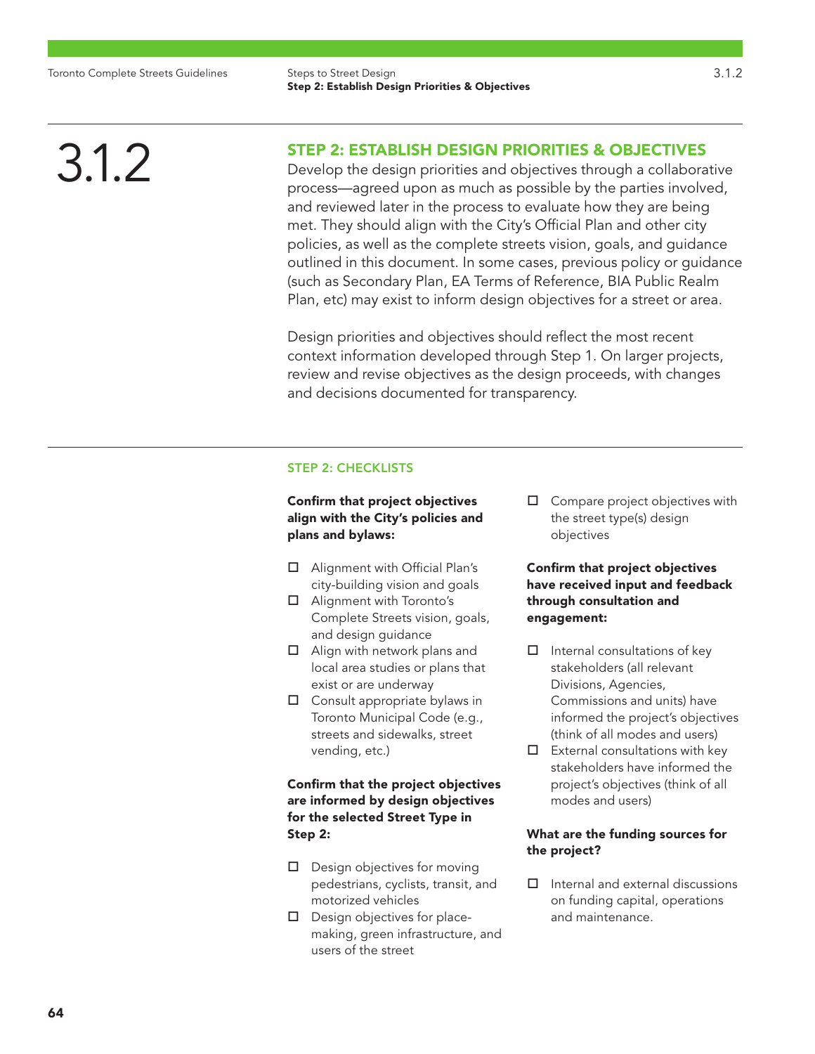# 3.1.2

## STEP 2: ESTABLISH DESIGN PRIORITIES & OBJECTIVES

Develop the design priorities and objectives through a collaborative process—agreed upon as much as possible by the parties involved, and reviewed later in the process to evaluate how they are being met. They should align with the City's Official Plan and other city policies, as well as the complete streets vision, goals, and guidance outlined in this document. In some cases, previous policy or guidance (such as Secondary Plan, EA Terms of Reference, BIA Public Realm Plan, etc) may exist to inform design objectives for a street or area.

Design priorities and objectives should reflect the most recent context information developed through Step 1. On larger projects, review and revise objectives as the design proceeds, with changes and decisions documented for transparency.

### STEP 2: CHECKLISTS

**Confirm that project objectives align with the City's policies and plans and bylaws:**

- ☐ Alignment with Official Plan's city-building vision and goals
- ☐ Alignment with Toronto's Complete Streets vision, goals, and design guidance
- ☐ Align with network plans and local area studies or plans that exist or are underway
- ☐ Consult appropriate bylaws in Toronto Municipal Code (e.g., streets and sidewalks, street vending, etc.)

**Confirm that the project objectives are informed by design objectives for the selected Street Type in Step 2:**

- ☐ Design objectives for moving pedestrians, cyclists, transit, and motorized vehicles
- ☐ Design objectives for place-making, green infrastructure, and users of the street
- ☐ Compare project objectives with the street type(s) design objectives

**Confirm that project objectives have received input and feedback through consultation and engagement:**

- ☐ Internal consultations of key stakeholders (all relevant Divisions, Agencies, Commissions and units) have informed the project's objectives (think of all modes and users)
- ☐ External consultations with key stakeholders have informed the project's objectives (think of all modes and users)

**What are the funding sources for the project?**

- ☐ Internal and external discussions on funding capital, operations and maintenance.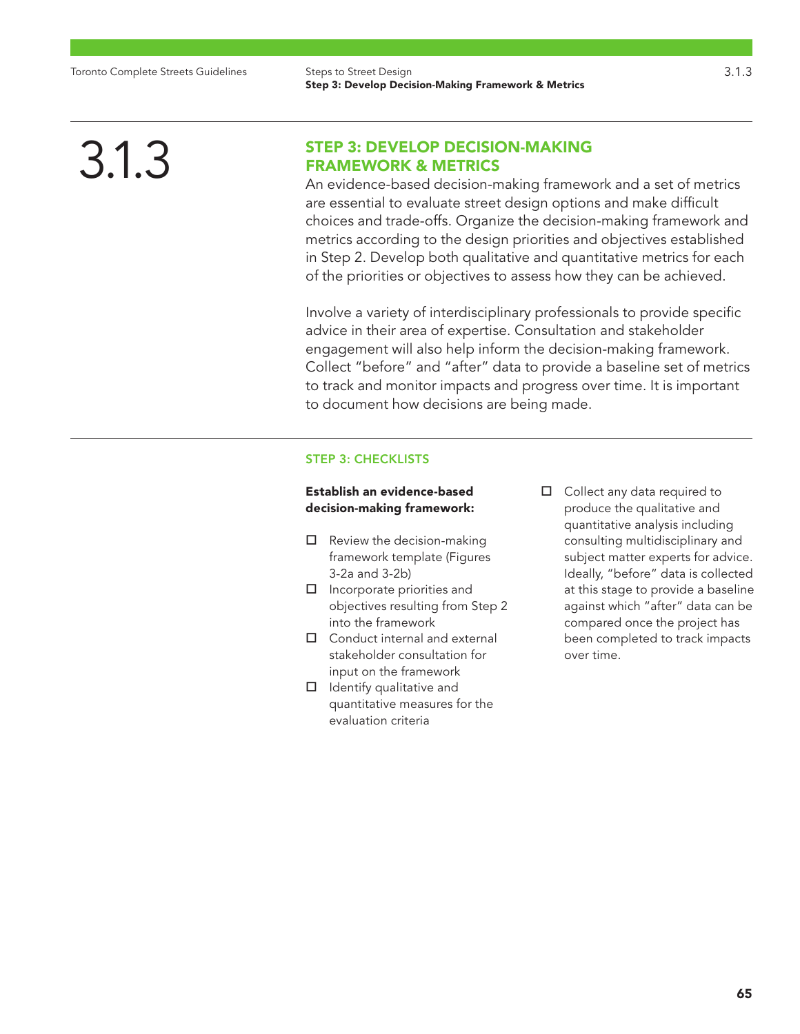# 3.1.3 STEP 3: DEVELOP DECISION-MAKING FRAMEWORK & METRICS

An evidence-based decision-making framework and a set of metrics are essential to evaluate street design options and make difficult choices and trade-offs. Organize the decision-making framework and metrics according to the design priorities and objectives established in Step 2. Develop both qualitative and quantitative metrics for each of the priorities or objectives to assess how they can be achieved.

Involve a variety of interdisciplinary professionals to provide specific advice in their area of expertise. Consultation and stakeholder engagement will also help inform the decision-making framework. Collect "before" and "after" data to provide a baseline set of metrics to track and monitor impacts and progress over time. It is important to document how decisions are being made.

## STEP 3: CHECKLISTS

**Establish an evidence-based decision-making framework:**

- ☐ Review the decision-making framework template (Figures 3-2a and 3-2b)
- ☐ Incorporate priorities and objectives resulting from Step 2 into the framework
- ☐ Conduct internal and external stakeholder consultation for input on the framework
- ☐ Identify qualitative and quantitative measures for the evaluation criteria
- ☐ Collect any data required to produce the qualitative and quantitative analysis including consulting multidisciplinary and subject matter experts for advice. Ideally, "before" data is collected at this stage to provide a baseline against which "after" data can be compared once the project has been completed to track impacts over time.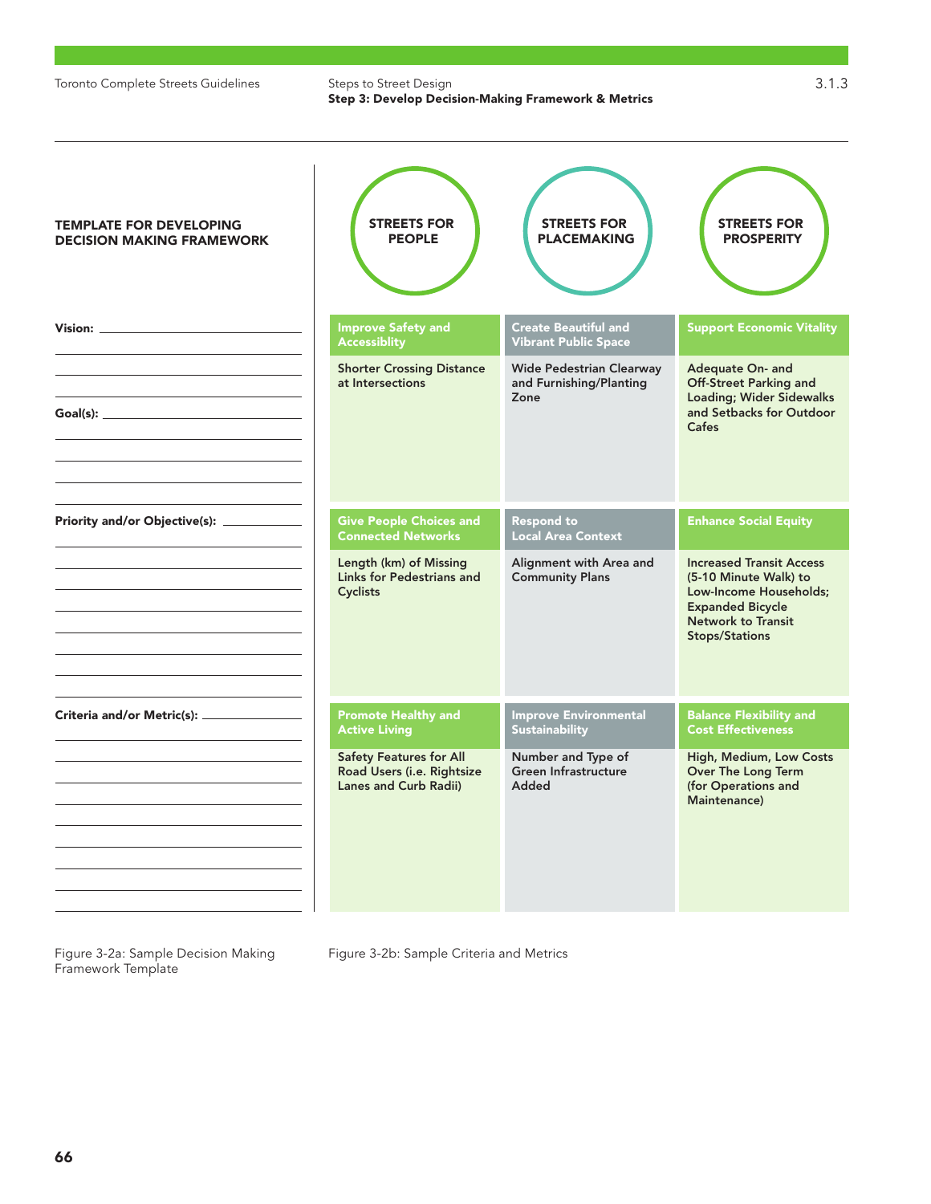## TEMPLATE FOR DEVELOPING DECISION MAKING FRAMEWORK

**Vision:** ______________________________

______________________________

______________________________

______________________________

**Goal(s):** ______________________________

______________________________

______________________________

______________________________

**Priority and/or Objective(s):** ______________________________

______________________________

______________________________

______________________________

______________________________

______________________________

______________________________

**Criteria and/or Metric(s):** ______________________________

______________________________

______________________________

______________________________

______________________________

______________________________

______________________________

______________________________

Figure 3-2a: Sample Decision Making Framework Template

| STREETS FOR PEOPLE | STREETS FOR PLACEMAKING | STREETS FOR PROSPERITY |
|---|---|---|
| **Improve Safety and Accessiblity** | **Create Beautiful and Vibrant Public Space** | **Support Economic Vitality** |
| Shorter Crossing Distance at Intersections | Wide Pedestrian Clearway and Furnishing/Planting Zone | Adequate On- and Off-Street Parking and Loading; Wider Sidewalks and Setbacks for Outdoor Cafes |
| **Give People Choices and Connected Networks** | **Respond to Local Area Context** | **Enhance Social Equity** |
| Length (km) of Missing Links for Pedestrians and Cyclists | Alignment with Area and Community Plans | Increased Transit Access (5-10 Minute Walk) to Low-Income Households; Expanded Bicycle Network to Transit Stops/Stations |
| **Promote Healthy and Active Living** | **Improve Environmental Sustainability** | **Balance Flexibility and Cost Effectiveness** |
| Safety Features for All Road Users (i.e. Rightsize Lanes and Curb Radii) | Number and Type of Green Infrastructure Added | High, Medium, Low Costs Over The Long Term (for Operations and Maintenance) |

Figure 3-2b: Sample Criteria and Metrics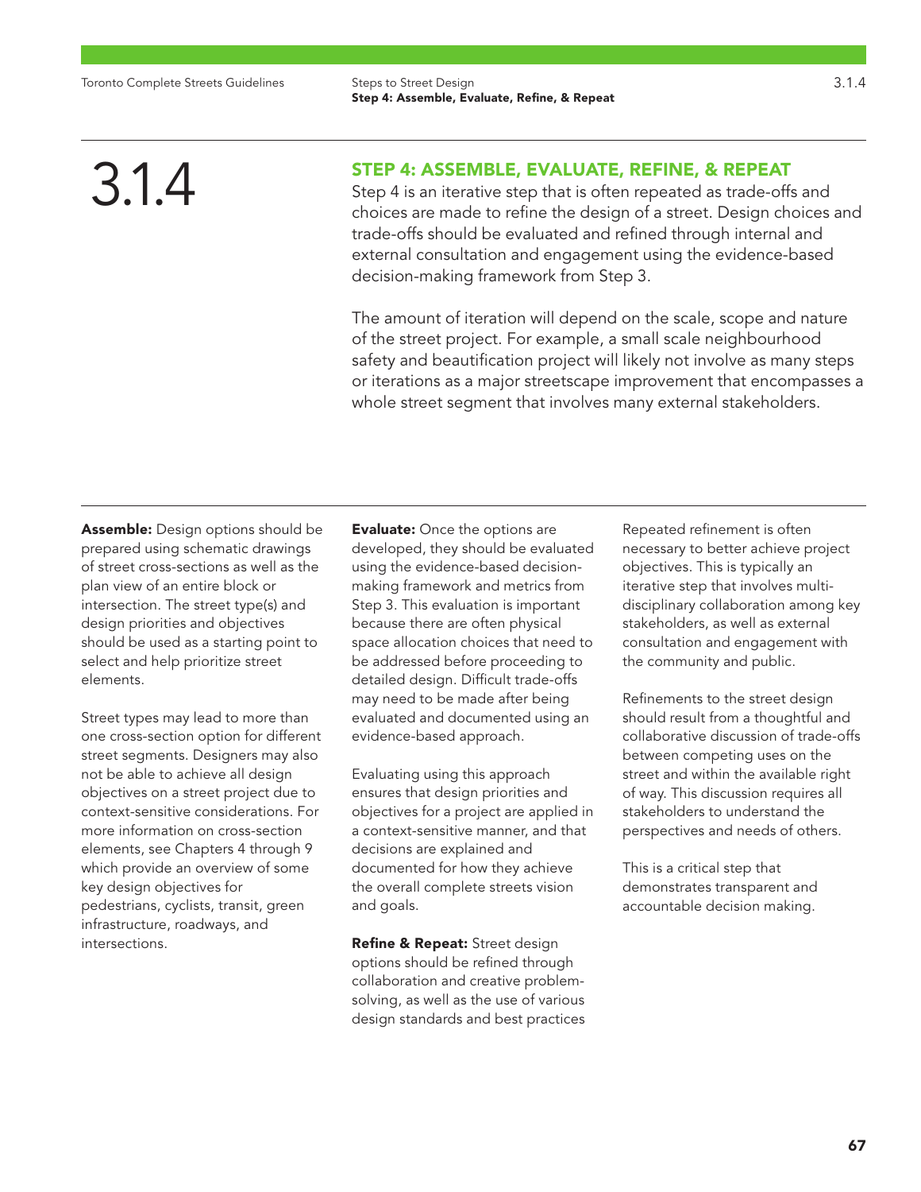# 3.1.4

## STEP 4: ASSEMBLE, EVALUATE, REFINE, & REPEAT

Step 4 is an iterative step that is often repeated as trade-offs and choices are made to refine the design of a street. Design choices and trade-offs should be evaluated and refined through internal and external consultation and engagement using the evidence-based decision-making framework from Step 3.

The amount of iteration will depend on the scale, scope and nature of the street project. For example, a small scale neighbourhood safety and beautification project will likely not involve as many steps or iterations as a major streetscape improvement that encompasses a whole street segment that involves many external stakeholders.

**Assemble:** Design options should be prepared using schematic drawings of street cross-sections as well as the plan view of an entire block or intersection. The street type(s) and design priorities and objectives should be used as a starting point to select and help prioritize street elements.

Street types may lead to more than one cross-section option for different street segments. Designers may also not be able to achieve all design objectives on a street project due to context-sensitive considerations. For more information on cross-section elements, see Chapters 4 through 9 which provide an overview of some key design objectives for pedestrians, cyclists, transit, green infrastructure, roadways, and intersections.

**Evaluate:** Once the options are developed, they should be evaluated using the evidence-based decision-making framework and metrics from Step 3. This evaluation is important because there are often physical space allocation choices that need to be addressed before proceeding to detailed design. Difficult trade-offs may need to be made after being evaluated and documented using an evidence-based approach.

Evaluating using this approach ensures that design priorities and objectives for a project are applied in a context-sensitive manner, and that decisions are explained and documented for how they achieve the overall complete streets vision and goals.

**Refine & Repeat:** Street design options should be refined through collaboration and creative problem-solving, as well as the use of various design standards and best practices

Repeated refinement is often necessary to better achieve project objectives. This is typically an iterative step that involves multi-disciplinary collaboration among key stakeholders, as well as external consultation and engagement with the community and public.

Refinements to the street design should result from a thoughtful and collaborative discussion of trade-offs between competing uses on the street and within the available right of way. This discussion requires all stakeholders to understand the perspectives and needs of others.

This is a critical step that demonstrates transparent and accountable decision making.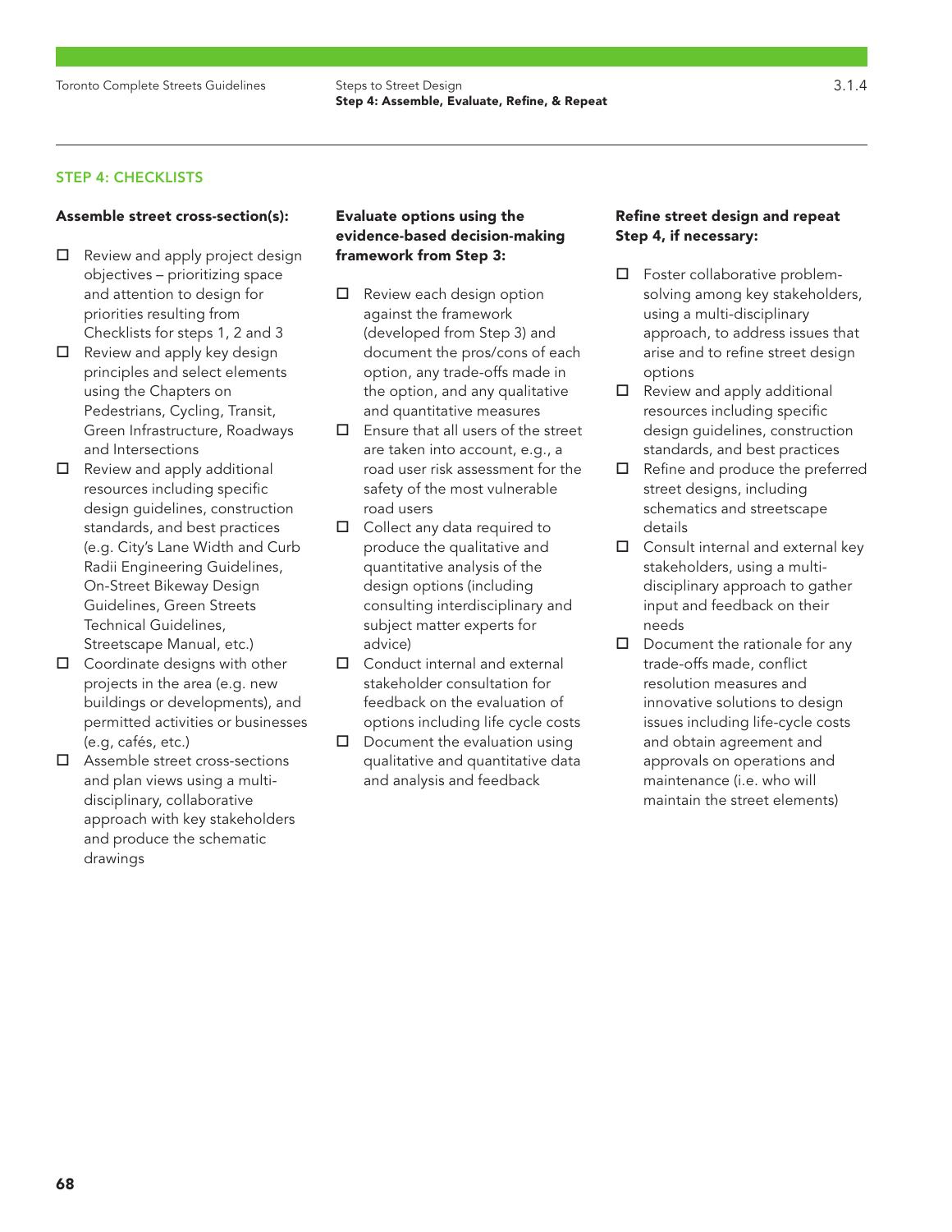## STEP 4: CHECKLISTS

**Assemble street cross-section(s):**

- ☐ Review and apply project design objectives – prioritizing space and attention to design for priorities resulting from Checklists for steps 1, 2 and 3
- ☐ Review and apply key design principles and select elements using the Chapters on Pedestrians, Cycling, Transit, Green Infrastructure, Roadways and Intersections
- ☐ Review and apply additional resources including specific design guidelines, construction standards, and best practices (e.g. City's Lane Width and Curb Radii Engineering Guidelines, On-Street Bikeway Design Guidelines, Green Streets Technical Guidelines, Streetscape Manual, etc.)
- ☐ Coordinate designs with other projects in the area (e.g. new buildings or developments), and permitted activities or businesses (e.g, cafés, etc.)
- ☐ Assemble street cross-sections and plan views using a multi-disciplinary, collaborative approach with key stakeholders and produce the schematic drawings

**Evaluate options using the evidence-based decision-making framework from Step 3:**

- ☐ Review each design option against the framework (developed from Step 3) and document the pros/cons of each option, any trade-offs made in the option, and any qualitative and quantitative measures
- ☐ Ensure that all users of the street are taken into account, e.g., a road user risk assessment for the safety of the most vulnerable road users
- ☐ Collect any data required to produce the qualitative and quantitative analysis of the design options (including consulting interdisciplinary and subject matter experts for advice)
- ☐ Conduct internal and external stakeholder consultation for feedback on the evaluation of options including life cycle costs
- ☐ Document the evaluation using qualitative and quantitative data and analysis and feedback

**Refine street design and repeat Step 4, if necessary:**

- ☐ Foster collaborative problem-solving among key stakeholders, using a multi-disciplinary approach, to address issues that arise and to refine street design options
- ☐ Review and apply additional resources including specific design guidelines, construction standards, and best practices
- ☐ Refine and produce the preferred street designs, including schematics and streetscape details
- ☐ Consult internal and external key stakeholders, using a multi-disciplinary approach to gather input and feedback on their needs
- ☐ Document the rationale for any trade-offs made, conflict resolution measures and innovative solutions to design issues including life-cycle costs and obtain agreement and approvals on operations and maintenance (i.e. who will maintain the street elements)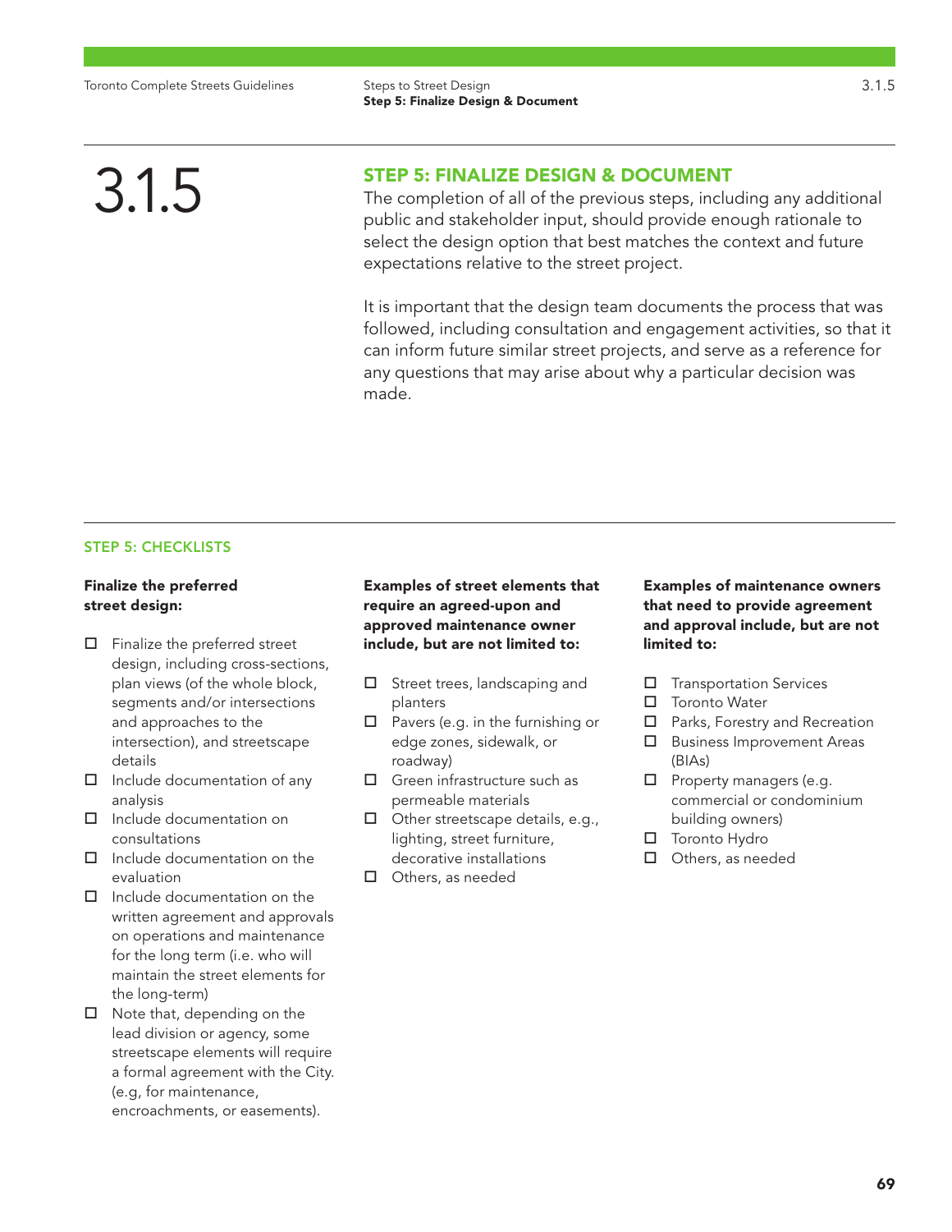# 3.1.5

## STEP 5: FINALIZE DESIGN & DOCUMENT

The completion of all of the previous steps, including any additional public and stakeholder input, should provide enough rationale to select the design option that best matches the context and future expectations relative to the street project.

It is important that the design team documents the process that was followed, including consultation and engagement activities, so that it can inform future similar street projects, and serve as a reference for any questions that may arise about why a particular decision was made.

### STEP 5: CHECKLISTS

**Finalize the preferred street design:**

- ☐ Finalize the preferred street design, including cross-sections, plan views (of the whole block, segments and/or intersections and approaches to the intersection), and streetscape details
- ☐ Include documentation of any analysis
- ☐ Include documentation on consultations
- ☐ Include documentation on the evaluation
- ☐ Include documentation on the written agreement and approvals on operations and maintenance for the long term (i.e. who will maintain the street elements for the long-term)
- ☐ Note that, depending on the lead division or agency, some streetscape elements will require a formal agreement with the City. (e.g, for maintenance, encroachments, or easements).

**Examples of street elements that require an agreed-upon and approved maintenance owner include, but are not limited to:**

- ☐ Street trees, landscaping and planters
- ☐ Pavers (e.g. in the furnishing or edge zones, sidewalk, or roadway)
- ☐ Green infrastructure such as permeable materials
- ☐ Other streetscape details, e.g., lighting, street furniture, decorative installations
- ☐ Others, as needed

**Examples of maintenance owners that need to provide agreement and approval include, but are not limited to:**

- ☐ Transportation Services
- ☐ Toronto Water
- ☐ Parks, Forestry and Recreation
- ☐ Business Improvement Areas (BIAs)
- ☐ Property managers (e.g. commercial or condominium building owners)
- ☐ Toronto Hydro
- ☐ Others, as needed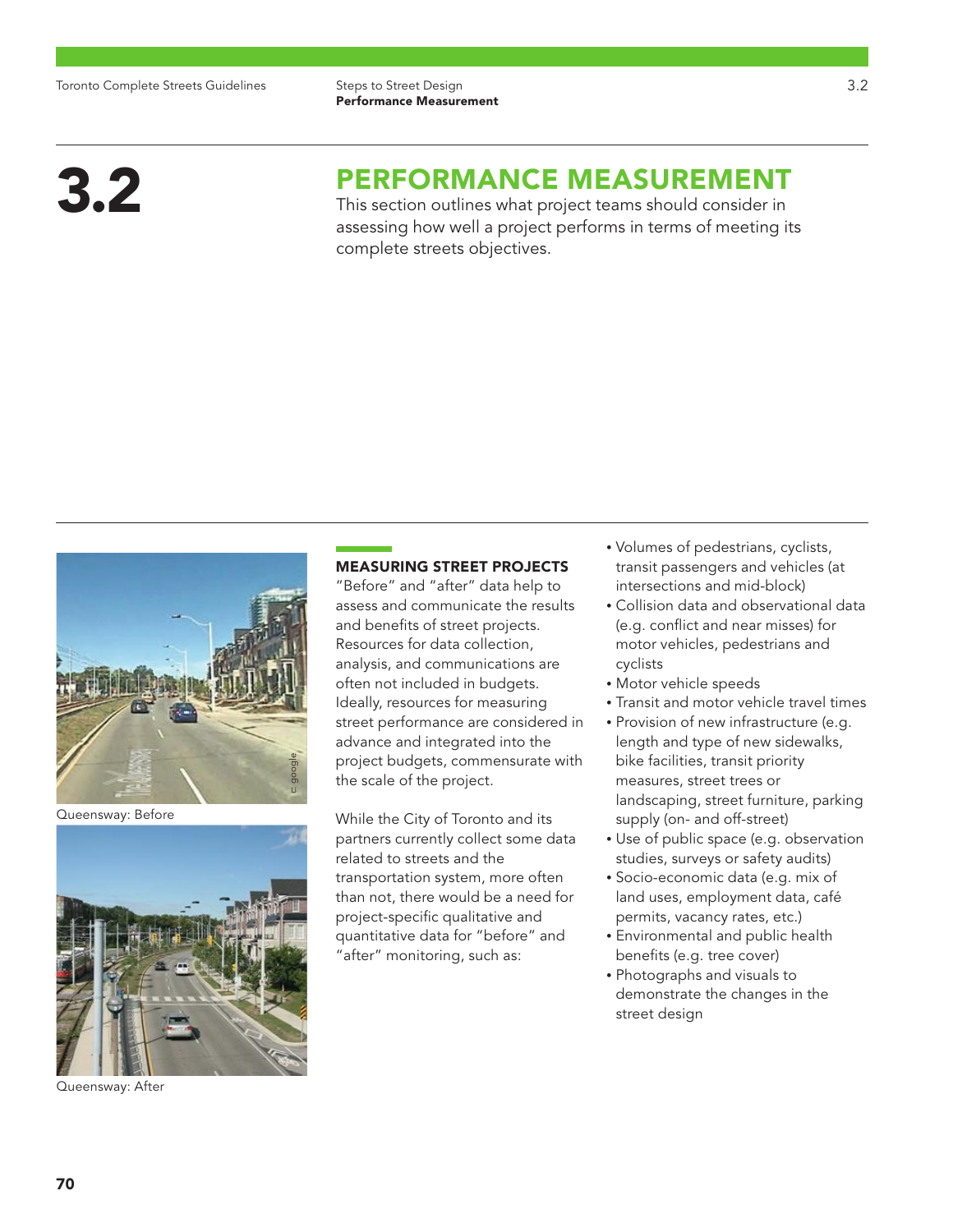# 3.2

## PERFORMANCE MEASUREMENT

This section outlines what project teams should consider in assessing how well a project performs in terms of meeting its complete streets objectives.

Queensway: Before

Queensway: After

### MEASURING STREET PROJECTS

"Before" and "after" data help to assess and communicate the results and benefits of street projects. Resources for data collection, analysis, and communications are often not included in budgets. Ideally, resources for measuring street performance are considered in advance and integrated into the project budgets, commensurate with the scale of the project.

While the City of Toronto and its partners currently collect some data related to streets and the transportation system, more often than not, there would be a need for project-specific qualitative and quantitative data for "before" and "after" monitoring, such as:

- Volumes of pedestrians, cyclists, transit passengers and vehicles (at intersections and mid-block)
- Collision data and observational data (e.g. conflict and near misses) for motor vehicles, pedestrians and cyclists
- Motor vehicle speeds
- Transit and motor vehicle travel times
- Provision of new infrastructure (e.g. length and type of new sidewalks, bike facilities, transit priority measures, street trees or landscaping, street furniture, parking supply (on- and off-street)
- Use of public space (e.g. observation studies, surveys or safety audits)
- Socio-economic data (e.g. mix of land uses, employment data, café permits, vacancy rates, etc.)
- Environmental and public health benefits (e.g. tree cover)
- Photographs and visuals to demonstrate the changes in the street design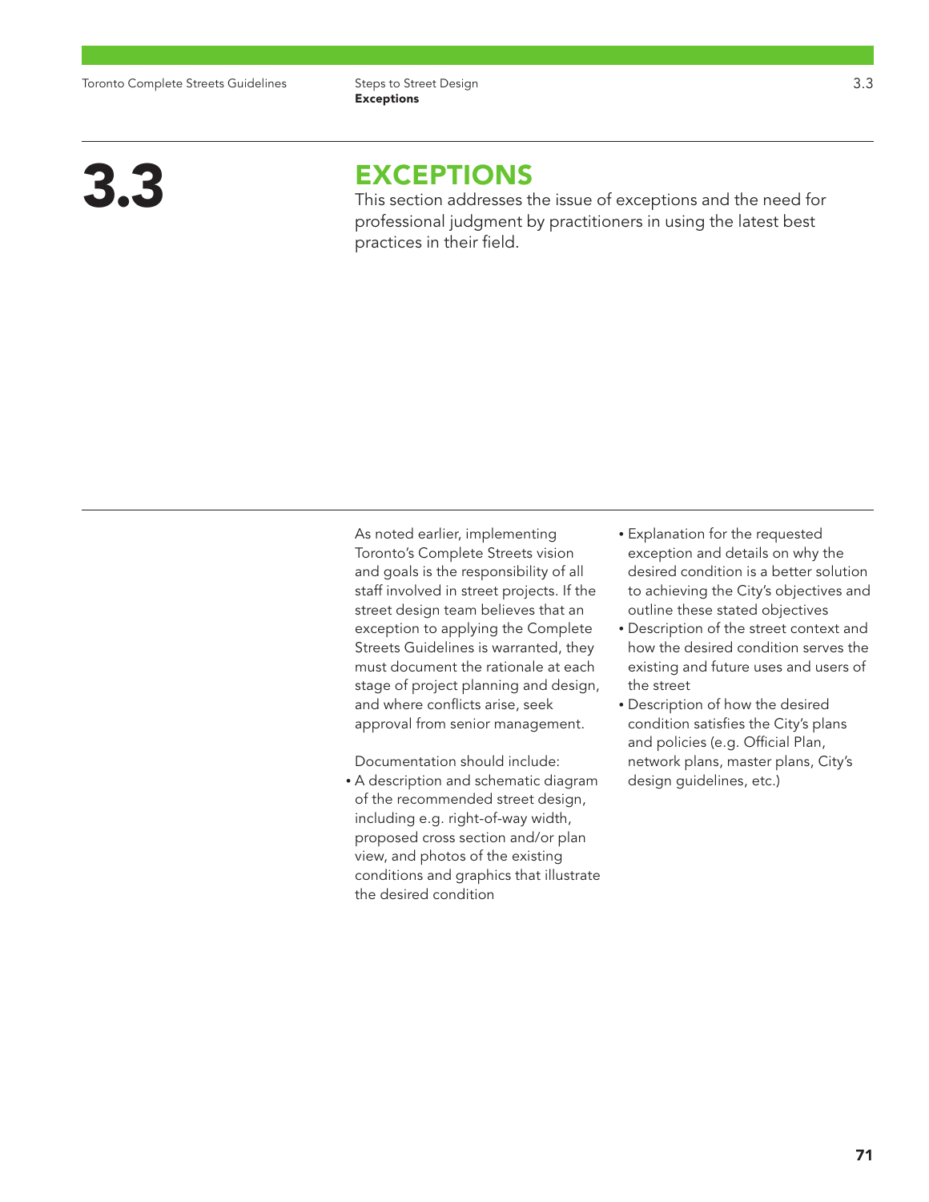# 3.3 EXCEPTIONS

This section addresses the issue of exceptions and the need for professional judgment by practitioners in using the latest best practices in their field.

As noted earlier, implementing Toronto's Complete Streets vision and goals is the responsibility of all staff involved in street projects. If the street design team believes that an exception to applying the Complete Streets Guidelines is warranted, they must document the rationale at each stage of project planning and design, and where conflicts arise, seek approval from senior management.

Documentation should include:

- A description and schematic diagram of the recommended street design, including e.g. right-of-way width, proposed cross section and/or plan view, and photos of the existing conditions and graphics that illustrate the desired condition
- Explanation for the requested exception and details on why the desired condition is a better solution to achieving the City's objectives and outline these stated objectives
- Description of the street context and how the desired condition serves the existing and future uses and users of the street
- Description of how the desired condition satisfies the City's plans and policies (e.g. Official Plan, network plans, master plans, City's design guidelines, etc.)